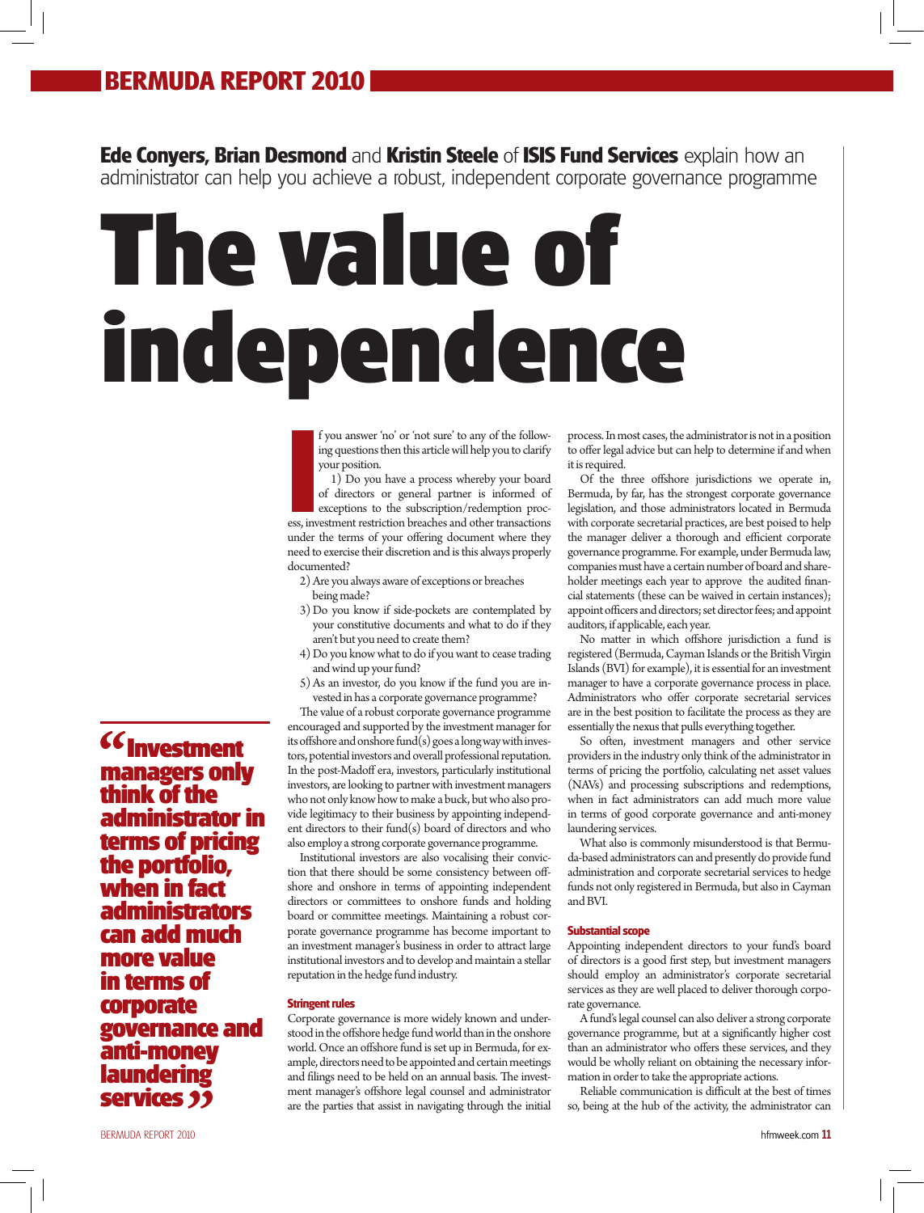**Ede Conyers, Brian Desmond** and **Kristin Steele** of **ISIS Fund Services** explain how an administrator can help you achieve a robust, independent corporate governance programme

# The value of independence

If you answer 'no' or 'not sure' to any of the following questions then this article will help you to clarify your position.

1) Do you have a process whereby your board of directors or general partner is informed of exceptions to the subscription/redemption process, investment restriction breaches and other transactions under the terms of your offering document where they need to exercise their discretion and is this always properly documented?

2) Are you always aware of exceptions or breaches being made?

3) Do you know if side-pockets are contemplated by your constitutive documents and what to do if they aren't but you need to create them?

4) Do you know what to do if you want to cease trading and wind up your fund?

5) As an investor, do you know if the fund you are invested in has a corporate governance programme?

The value of a robust corporate governance programme encouraged and supported by the investment manager for its offshore and onshore fund(s) goes a long way with investors, potential investors and overall professional reputation. In the post-Madoff era, investors, particularly institutional investors, are looking to partner with investment managers who not only know how to make a buck, but who also provide legitimacy to their business by appointing independent directors to their fund(s) board of directors and who also employ a strong corporate governance programme.

Institutional investors are also vocalising their conviction that there should be some consistency between offshore and onshore in terms of appointing independent directors or committees to onshore funds and holding board or committee meetings. Maintaining a robust corporate governance programme has become important to an investment manager's business in order to attract large institutional investors and to develop and maintain a stellar reputation in the hedge fund industry.

> "Investment managers only think of the administrator in terms of pricing the portfolio, when in fact administrators can add much more value in terms of corporate governance and anti-money laundering services"

### Stringent rules

Corporate governance is more widely known and understood in the offshore hedge fund world than in the onshore world. Once an offshore fund is set up in Bermuda, for example, directors need to be appointed and certain meetings and filings need to be held on an annual basis. The investment manager's offshore legal counsel and administrator are the parties that assist in navigating through the initial process. In most cases, the administrator is not in a position to offer legal advice but can help to determine if and when it is required.

Of the three offshore jurisdictions we operate in, Bermuda, by far, has the strongest corporate governance legislation, and those administrators located in Bermuda with corporate secretarial practices, are best poised to help the manager deliver a thorough and efficient corporate governance programme. For example, under Bermuda law, companies must have a certain number of board and shareholder meetings each year to approve the audited financial statements (these can be waived in certain instances); appoint officers and directors; set director fees; and appoint auditors, if applicable, each year.

No matter in which offshore jurisdiction a fund is registered (Bermuda, Cayman Islands or the British Virgin Islands (BVI) for example), it is essential for an investment manager to have a corporate governance process in place. Administrators who offer corporate secretarial services are in the best position to facilitate the process as they are essentially the nexus that pulls everything together.

So often, investment managers and other service providers in the industry only think of the administrator in terms of pricing the portfolio, calculating net asset values (NAVs) and processing subscriptions and redemptions, when in fact administrators can add much more value in terms of good corporate governance and anti-money laundering services.

What also is commonly misunderstood is that Bermuda-based administrators can and presently do provide fund administration and corporate secretarial services to hedge funds not only registered in Bermuda, but also in Cayman and BVI.

### Substantial scope

Appointing independent directors to your fund's board of directors is a good first step, but investment managers should employ an administrator's corporate secretarial services as they are well placed to deliver thorough corporate governance.

A fund's legal counsel can also deliver a strong corporate governance programme, but at a significantly higher cost than an administrator who offers these services, and they would be wholly reliant on obtaining the necessary information in order to take the appropriate actions.

Reliable communication is difficult at the best of times so, being at the hub of the activity, the administrator can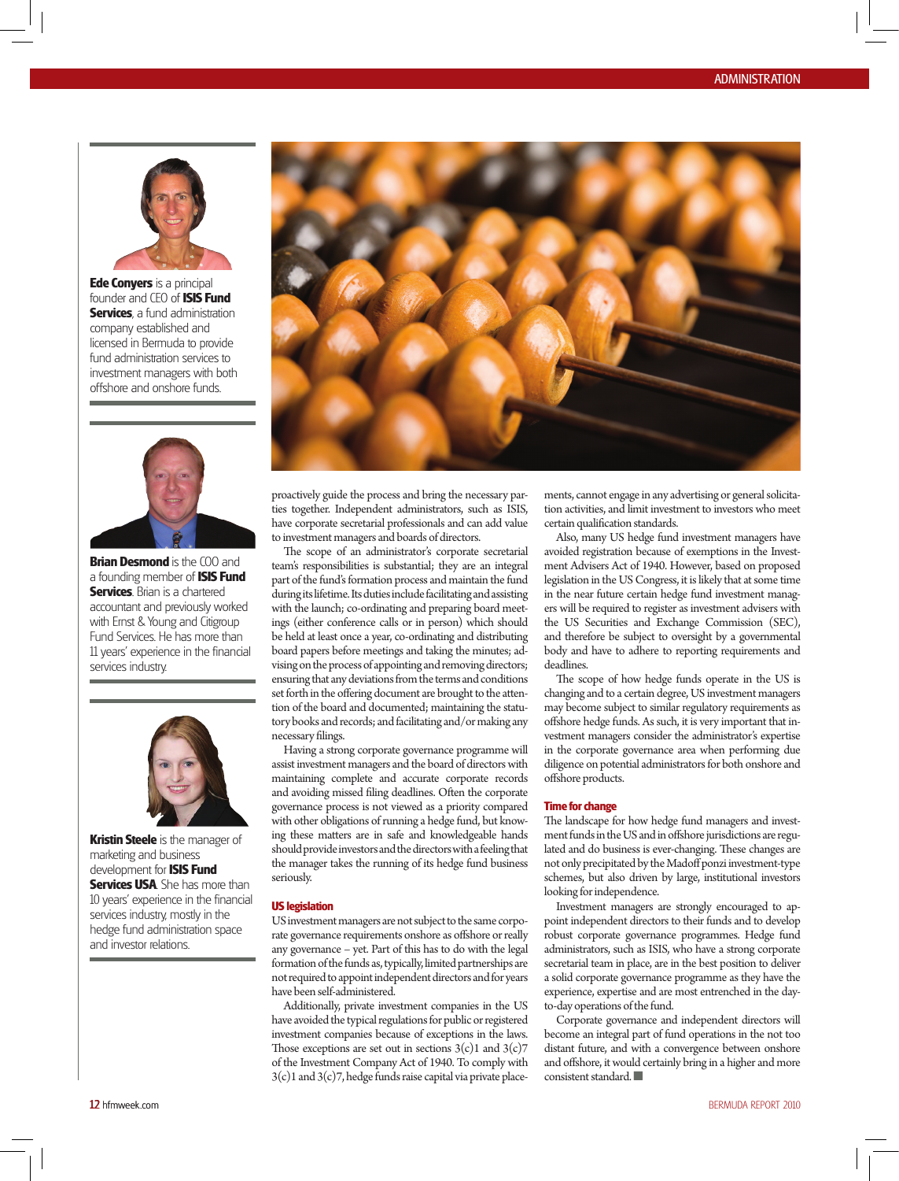**Ede Conyers** is a principal founder and CEO of **ISIS Fund Services**, a fund administration company established and licensed in Bermuda to provide fund administration services to investment managers with both offshore and onshore funds.

**Brian Desmond** is the COO and a founding member of **ISIS Fund Services**. Brian is a chartered accountant and previously worked with Ernst & Young and Citigroup Fund Services. He has more than 11 years' experience in the financial services industry.

**Kristin Steele** is the manager of marketing and business development for **ISIS Fund Services USA**. She has more than 10 years' experience in the financial services industry, mostly in the hedge fund administration space and investor relations.

proactively guide the process and bring the necessary parties together. Independent administrators, such as ISIS, have corporate secretarial professionals and can add value to investment managers and boards of directors.

The scope of an administrator's corporate secretarial team's responsibilities is substantial; they are an integral part of the fund's formation process and maintain the fund during its lifetime. Its duties include facilitating and assisting with the launch; co-ordinating and preparing board meetings (either conference calls or in person) which should be held at least once a year, co-ordinating and distributing board papers before meetings and taking the minutes; advising on the process of appointing and removing directors; ensuring that any deviations from the terms and conditions set forth in the offering document are brought to the attention of the board and documented; maintaining the statutory books and records; and facilitating and/or making any necessary filings.

Having a strong corporate governance programme will assist investment managers and the board of directors with maintaining complete and accurate corporate records and avoiding missed filing deadlines. Often the corporate governance process is not viewed as a priority compared with other obligations of running a hedge fund, but knowing these matters are in safe and knowledgeable hands should provide investors and the directors with a feeling that the manager takes the running of its hedge fund business seriously.

## US legislation

US investment managers are not subject to the same corporate governance requirements onshore as offshore or really any governance – yet. Part of this has to do with the legal formation of the funds as, typically, limited partnerships are not required to appoint independent directors and for years have been self-administered.

Additionally, private investment companies in the US have avoided the typical regulations for public or registered investment companies because of exceptions in the laws. Those exceptions are set out in sections 3(c)1 and 3(c)7 of the Investment Company Act of 1940. To comply with 3(c)1 and 3(c)7, hedge funds raise capital via private placements, cannot engage in any advertising or general solicitation activities, and limit investment to investors who meet certain qualification standards.

Also, many US hedge fund investment managers have avoided registration because of exemptions in the Investment Advisers Act of 1940. However, based on proposed legislation in the US Congress, it is likely that at some time in the near future certain hedge fund investment managers will be required to register as investment advisers with the US Securities and Exchange Commission (SEC), and therefore be subject to oversight by a governmental body and have to adhere to reporting requirements and deadlines.

The scope of how hedge funds operate in the US is changing and to a certain degree, US investment managers may become subject to similar regulatory requirements as offshore hedge funds. As such, it is very important that investment managers consider the administrator's expertise in the corporate governance area when performing due diligence on potential administrators for both onshore and offshore products.

## Time for change

The landscape for how hedge fund managers and investment funds in the US and in offshore jurisdictions are regulated and do business is ever-changing. These changes are not only precipitated by the Madoff ponzi investment-type schemes, but also driven by large, institutional investors looking for independence.

Investment managers are strongly encouraged to appoint independent directors to their funds and to develop robust corporate governance programmes. Hedge fund administrators, such as ISIS, who have a strong corporate secretarial team in place, are in the best position to deliver a solid corporate governance programme as they have the experience, expertise and are most entrenched in the day-to-day operations of the fund.

Corporate governance and independent directors will become an integral part of fund operations in the not too distant future, and with a convergence between onshore and offshore, it would certainly bring in a higher and more consistent standard. ■